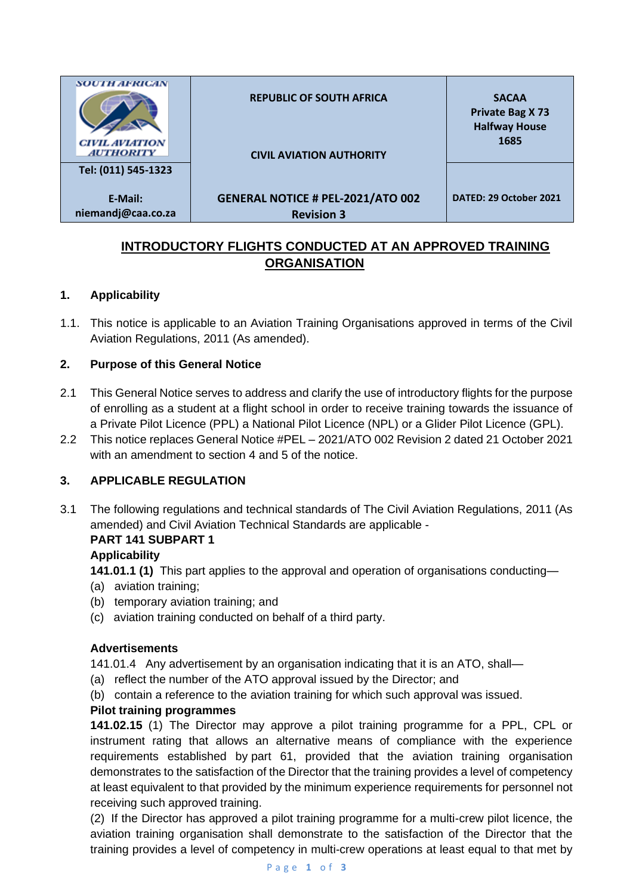| SOUTH AFRICAN CIVIL AVIATION AUTHORITY | REPUBLIC OF SOUTH AFRICA<br><br>CIVIL AVIATION AUTHORITY | SACAA<br>Private Bag X 73<br>Halfway House<br>1685 |
|---|---|---|
| Tel: (011) 545-1323<br><br>E-Mail:<br>niemandj@caa.co.za | GENERAL NOTICE # PEL-2021/ATO 002<br>Revision 3 | DATED: 29 October 2021 |

# INTRODUCTORY FLIGHTS CONDUCTED AT AN APPROVED TRAINING ORGANISATION

## 1. Applicability

1.1. This notice is applicable to an Aviation Training Organisations approved in terms of the Civil Aviation Regulations, 2011 (As amended).

## 2. Purpose of this General Notice

2.1 This General Notice serves to address and clarify the use of introductory flights for the purpose of enrolling as a student at a flight school in order to receive training towards the issuance of a Private Pilot Licence (PPL) a National Pilot Licence (NPL) or a Glider Pilot Licence (GPL).

2.2 This notice replaces General Notice #PEL – 2021/ATO 002 Revision 2 dated 21 October 2021 with an amendment to section 4 and 5 of the notice.

## 3. APPLICABLE REGULATION

3.1 The following regulations and technical standards of The Civil Aviation Regulations, 2011 (As amended) and Civil Aviation Technical Standards are applicable -

**PART 141 SUBPART 1**

**Applicability**

**141.01.1 (1)** This part applies to the approval and operation of organisations conducting—

(a) aviation training;

(b) temporary aviation training; and

(c) aviation training conducted on behalf of a third party.

**Advertisements**

141.01.4 Any advertisement by an organisation indicating that it is an ATO, shall—

(a) reflect the number of the ATO approval issued by the Director; and

(b) contain a reference to the aviation training for which such approval was issued.

**Pilot training programmes**

**141.02.15** (1) The Director may approve a pilot training programme for a PPL, CPL or instrument rating that allows an alternative means of compliance with the experience requirements established by part 61, provided that the aviation training organisation demonstrates to the satisfaction of the Director that the training provides a level of competency at least equivalent to that provided by the minimum experience requirements for personnel not receiving such approved training.

(2) If the Director has approved a pilot training programme for a multi-crew pilot licence, the aviation training organisation shall demonstrate to the satisfaction of the Director that the training provides a level of competency in multi-crew operations at least equal to that met by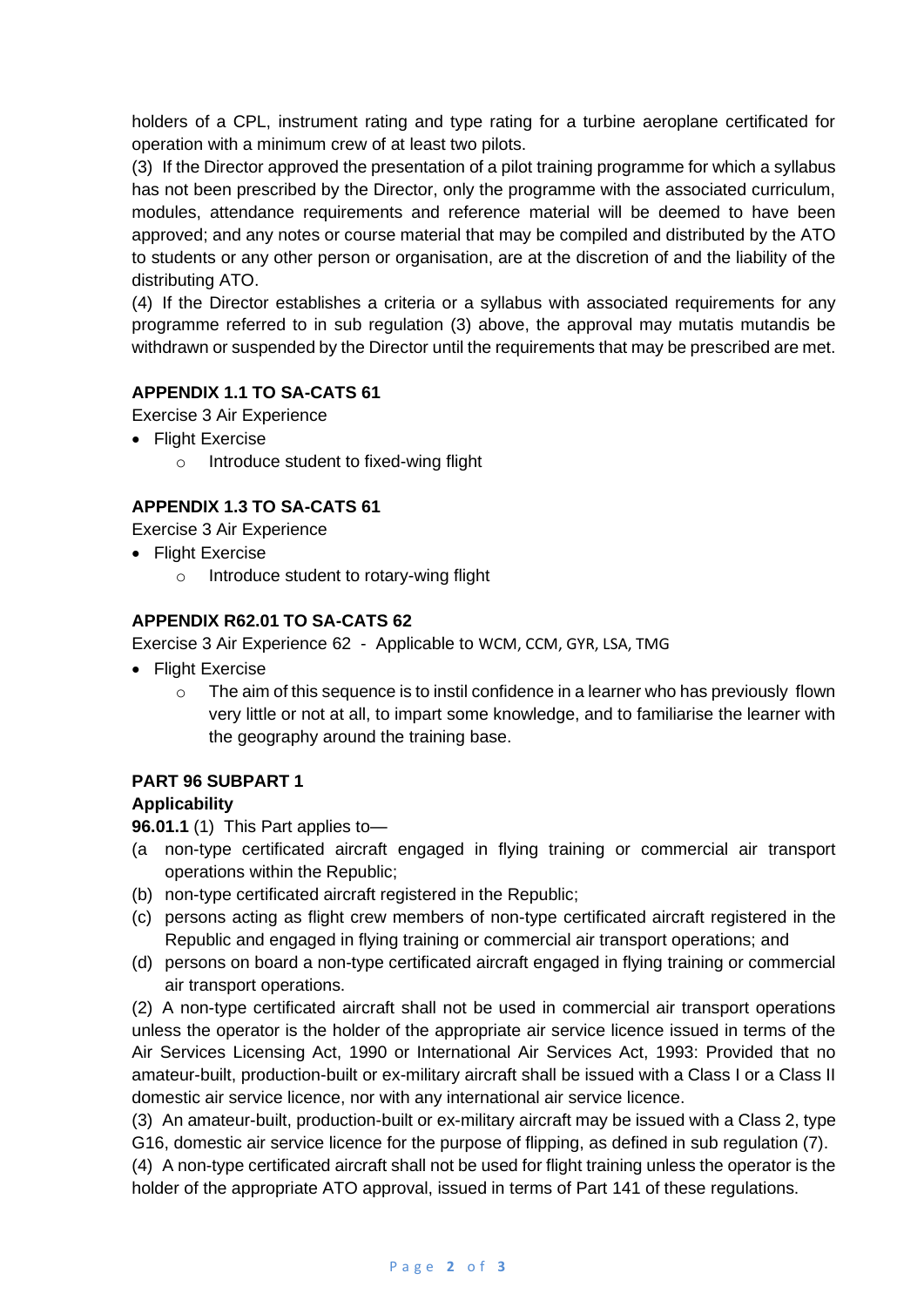holders of a CPL, instrument rating and type rating for a turbine aeroplane certificated for operation with a minimum crew of at least two pilots.

(3) If the Director approved the presentation of a pilot training programme for which a syllabus has not been prescribed by the Director, only the programme with the associated curriculum, modules, attendance requirements and reference material will be deemed to have been approved; and any notes or course material that may be compiled and distributed by the ATO to students or any other person or organisation, are at the discretion of and the liability of the distributing ATO.

(4) If the Director establishes a criteria or a syllabus with associated requirements for any programme referred to in sub regulation (3) above, the approval may mutatis mutandis be withdrawn or suspended by the Director until the requirements that may be prescribed are met.

**APPENDIX 1.1 TO SA-CATS 61**

Exercise 3 Air Experience

- Flight Exercise
  - Introduce student to fixed-wing flight

**APPENDIX 1.3 TO SA-CATS 61**

Exercise 3 Air Experience

- Flight Exercise
  - Introduce student to rotary-wing flight

**APPENDIX R62.01 TO SA-CATS 62**

Exercise 3 Air Experience 62 - Applicable to WCM, CCM, GYR, LSA, TMG

- Flight Exercise
  - The aim of this sequence is to instil confidence in a learner who has previously flown very little or not at all, to impart some knowledge, and to familiarise the learner with the geography around the training base.

**PART 96 SUBPART 1**

**Applicability**

**96.01.1** (1) This Part applies to—

(a non-type certificated aircraft engaged in flying training or commercial air transport operations within the Republic;

(b) non-type certificated aircraft registered in the Republic;

(c) persons acting as flight crew members of non-type certificated aircraft registered in the Republic and engaged in flying training or commercial air transport operations; and

(d) persons on board a non-type certificated aircraft engaged in flying training or commercial air transport operations.

(2) A non-type certificated aircraft shall not be used in commercial air transport operations unless the operator is the holder of the appropriate air service licence issued in terms of the Air Services Licensing Act, 1990 or International Air Services Act, 1993: Provided that no amateur-built, production-built or ex-military aircraft shall be issued with a Class I or a Class II domestic air service licence, nor with any international air service licence.

(3) An amateur-built, production-built or ex-military aircraft may be issued with a Class 2, type G16, domestic air service licence for the purpose of flipping, as defined in sub regulation (7).

(4) A non-type certificated aircraft shall not be used for flight training unless the operator is the holder of the appropriate ATO approval, issued in terms of Part 141 of these regulations.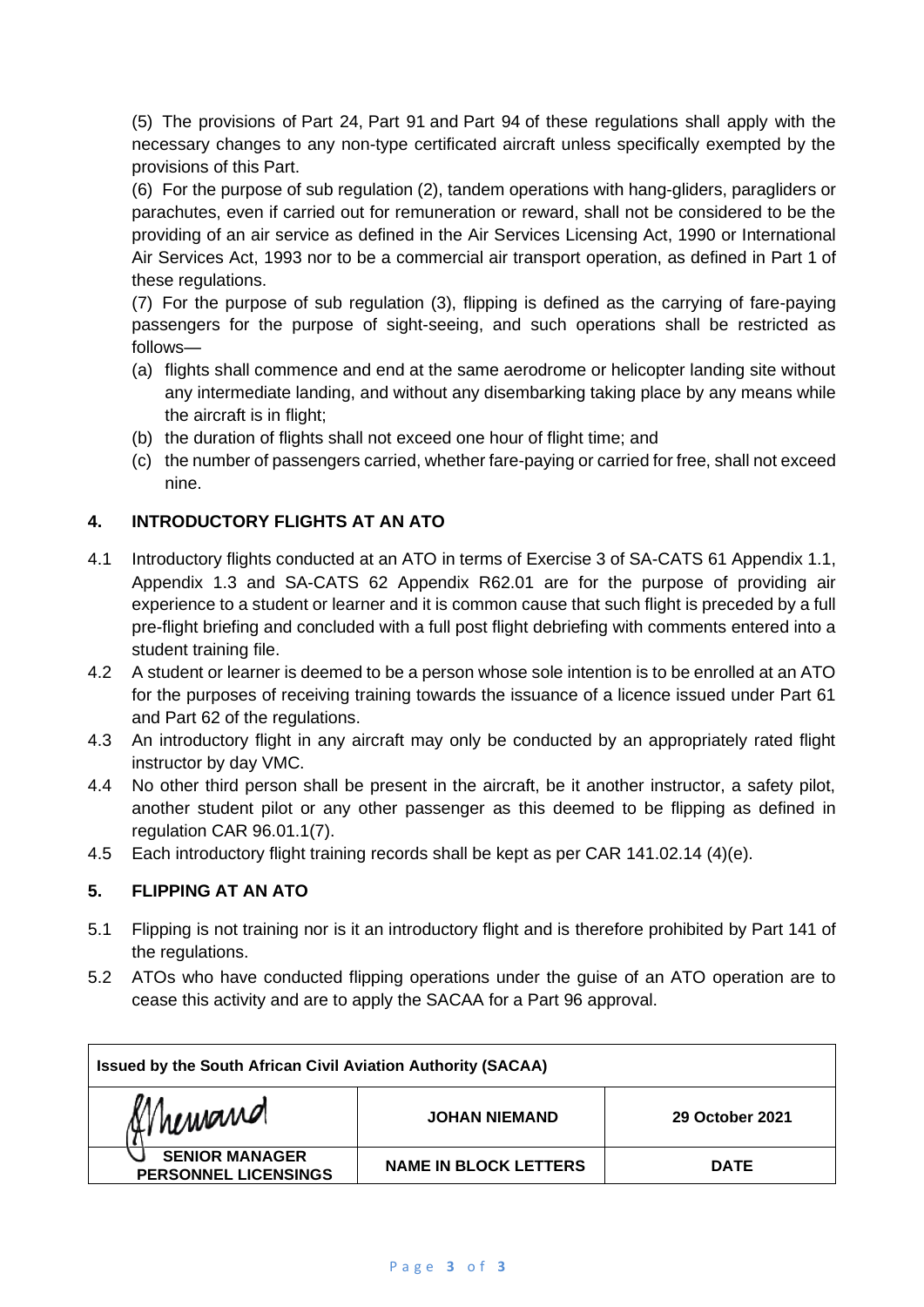(5) The provisions of Part 24, Part 91 and Part 94 of these regulations shall apply with the necessary changes to any non-type certificated aircraft unless specifically exempted by the provisions of this Part.

(6) For the purpose of sub regulation (2), tandem operations with hang-gliders, paragliders or parachutes, even if carried out for remuneration or reward, shall not be considered to be the providing of an air service as defined in the Air Services Licensing Act, 1990 or International Air Services Act, 1993 nor to be a commercial air transport operation, as defined in Part 1 of these regulations.

(7) For the purpose of sub regulation (3), flipping is defined as the carrying of fare-paying passengers for the purpose of sight-seeing, and such operations shall be restricted as follows—

(a) flights shall commence and end at the same aerodrome or helicopter landing site without any intermediate landing, and without any disembarking taking place by any means while the aircraft is in flight;

(b) the duration of flights shall not exceed one hour of flight time; and

(c) the number of passengers carried, whether fare-paying or carried for free, shall not exceed nine.

## 4. INTRODUCTORY FLIGHTS AT AN ATO

4.1 Introductory flights conducted at an ATO in terms of Exercise 3 of SA-CATS 61 Appendix 1.1, Appendix 1.3 and SA-CATS 62 Appendix R62.01 are for the purpose of providing air experience to a student or learner and it is common cause that such flight is preceded by a full pre-flight briefing and concluded with a full post flight debriefing with comments entered into a student training file.

4.2 A student or learner is deemed to be a person whose sole intention is to be enrolled at an ATO for the purposes of receiving training towards the issuance of a licence issued under Part 61 and Part 62 of the regulations.

4.3 An introductory flight in any aircraft may only be conducted by an appropriately rated flight instructor by day VMC.

4.4 No other third person shall be present in the aircraft, be it another instructor, a safety pilot, another student pilot or any other passenger as this deemed to be flipping as defined in regulation CAR 96.01.1(7).

4.5 Each introductory flight training records shall be kept as per CAR 141.02.14 (4)(e).

## 5. FLIPPING AT AN ATO

5.1 Flipping is not training nor is it an introductory flight and is therefore prohibited by Part 141 of the regulations.

5.2 ATOs who have conducted flipping operations under the guise of an ATO operation are to cease this activity and are to apply the SACAA for a Part 96 approval.

| **Issued by the South African Civil Aviation Authority (SACAA)** | | |
|---|---|---|
| [Signature] | **JOHAN NIEMAND** | **29 October 2021** |
| **SENIOR MANAGER PERSONNEL LICENSINGS** | **NAME IN BLOCK LETTERS** | **DATE** |